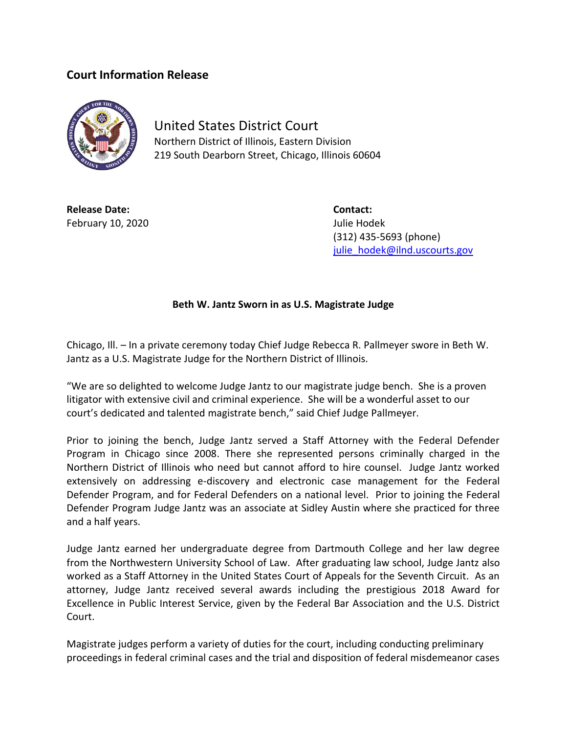## Court Information Release

United States District Court
Northern District of Illinois, Eastern Division
219 South Dearborn Street, Chicago, Illinois 60604

**Release Date:**
February 10, 2020

**Contact:**
Julie Hodek
(312) 435-5693 (phone)
julie_hodek@ilnd.uscourts.gov

**Beth W. Jantz Sworn in as U.S. Magistrate Judge**

Chicago, Ill. – In a private ceremony today Chief Judge Rebecca R. Pallmeyer swore in Beth W. Jantz as a U.S. Magistrate Judge for the Northern District of Illinois.

"We are so delighted to welcome Judge Jantz to our magistrate judge bench. She is a proven litigator with extensive civil and criminal experience. She will be a wonderful asset to our court's dedicated and talented magistrate bench," said Chief Judge Pallmeyer.

Prior to joining the bench, Judge Jantz served a Staff Attorney with the Federal Defender Program in Chicago since 2008. There she represented persons criminally charged in the Northern District of Illinois who need but cannot afford to hire counsel. Judge Jantz worked extensively on addressing e-discovery and electronic case management for the Federal Defender Program, and for Federal Defenders on a national level. Prior to joining the Federal Defender Program Judge Jantz was an associate at Sidley Austin where she practiced for three and a half years.

Judge Jantz earned her undergraduate degree from Dartmouth College and her law degree from the Northwestern University School of Law. After graduating law school, Judge Jantz also worked as a Staff Attorney in the United States Court of Appeals for the Seventh Circuit. As an attorney, Judge Jantz received several awards including the prestigious 2018 Award for Excellence in Public Interest Service, given by the Federal Bar Association and the U.S. District Court.

Magistrate judges perform a variety of duties for the court, including conducting preliminary proceedings in federal criminal cases and the trial and disposition of federal misdemeanor cases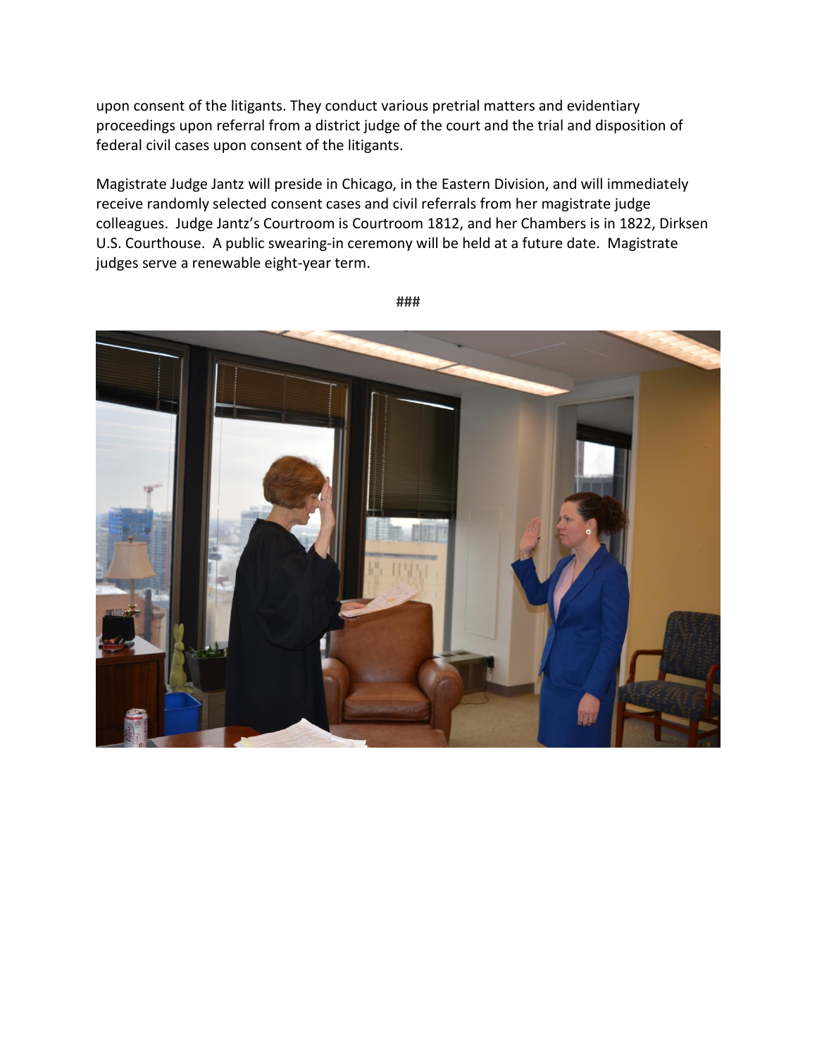upon consent of the litigants. They conduct various pretrial matters and evidentiary proceedings upon referral from a district judge of the court and the trial and disposition of federal civil cases upon consent of the litigants.

Magistrate Judge Jantz will preside in Chicago, in the Eastern Division, and will immediately receive randomly selected consent cases and civil referrals from her magistrate judge colleagues. Judge Jantz's Courtroom is Courtroom 1812, and her Chambers is in 1822, Dirksen U.S. Courthouse. A public swearing-in ceremony will be held at a future date. Magistrate judges serve a renewable eight-year term.

###